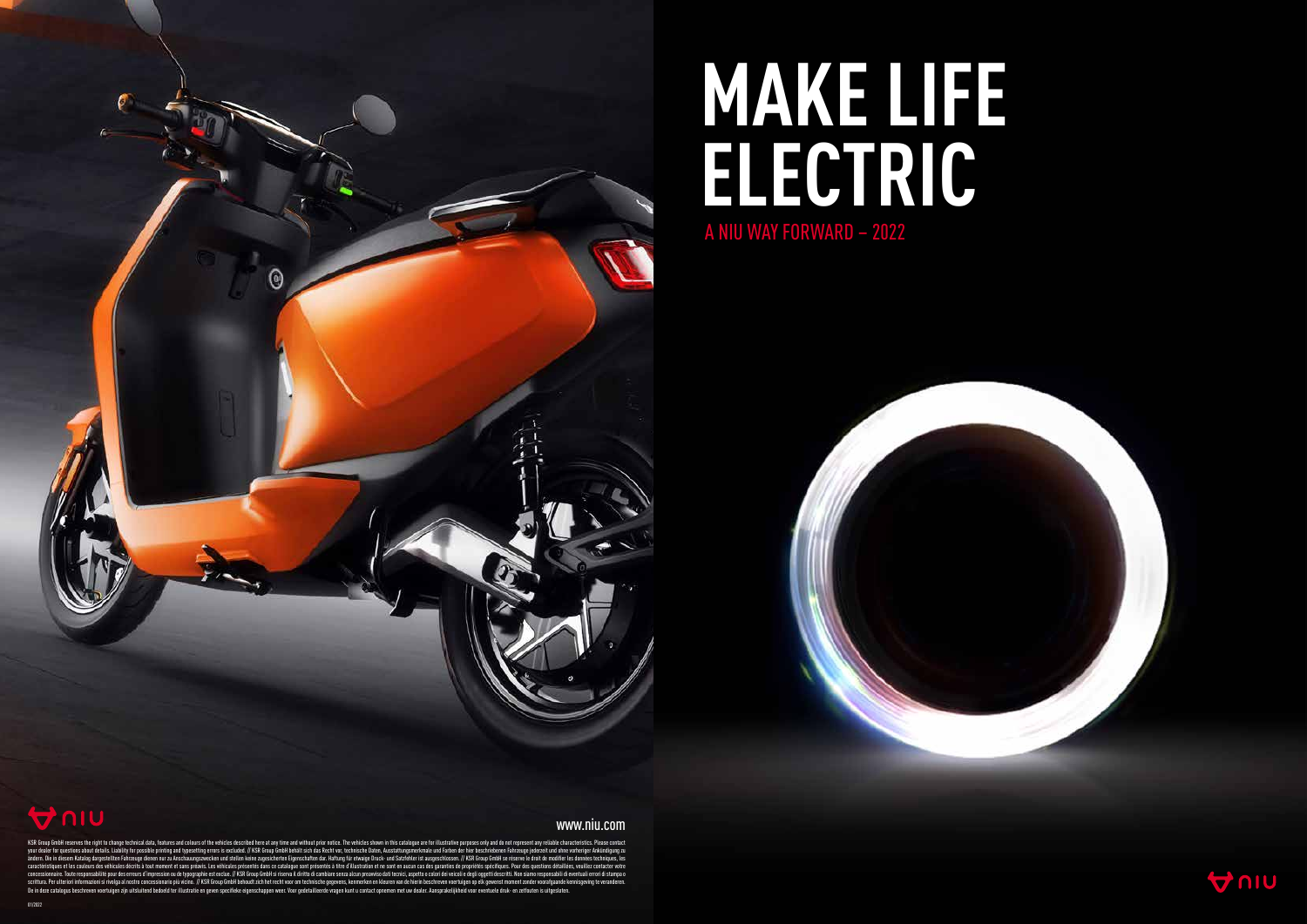# MAKE LIFE ELECTRIC

A NIU WAY FORWARD – 2022

www.niu.com

KSR Group GmbH reserves the right to change technical data, features and colours of the vehicles described here at any time and without prior notice. The vehicles shown in this catalogue are for illustrative purposes only and do not represent any reliable characteristics. Please contact your dealer for questions about details. Liability for possible printing and typesetting errors is excluded. // KSR Group GmbH behält sich das Recht vor, technische Daten, Ausstattungsmerkmale und Farben der hier beschriebenen Fahrzeuge jederzeit und ohne vorherige Ankündigung zu ändern. Die in diesem Katalog dargestellten Fahrzeuge dienen nur zu Anschauungszwecken und stellen keine zugesicherten Eigenschaften dar. Haftung für etwaige Druck- und Satzfehler ist ausgeschlossen. // KSR Group GmbH se réserve le droit de modifier les données techniques, les caractéristiques et les couleurs des véhicules décrits à tout moment et sans préavis. Les véhicules présentés dans ce catalogue sont présentés à titre d'illustration et ne sont en aucun cas des garanties de propriétés spécifiques. Pour des questions détaillées, veuillez contacter votre concessionnaire. Toute responsabilité pour des erreurs d'impression ou de typographie est exclue. // KSR Group GmbH si riserva il diritto di cambiare senza alcun preavviso dati tecnici, aspetto o colori dei veicoli e degli oggetti descritti. Non siamo responsabili di eventuali errori di stampa o scrittura. Per ulteriori informazioni si rivolga al nostro concessionario più vicino. // KSR Group GmbH behoudt zich het recht voor om technische gegevens, kenmerken en kleuren van de hierin beschreven voertuigen op elk gewenst moment zonder voorafgaande kennisgeving te veranderen. De in deze catalogus beschreven voertuigen zijn uitsluitend bedoeld ter illustratie en geven specifieke eigenschappen weer. Voor gedetailleerde vragen kunt u contact opnemen met uw dealer. Aansprakelijkheid voor eventuele druk- en zetfouten is uitgesloten.

01/2022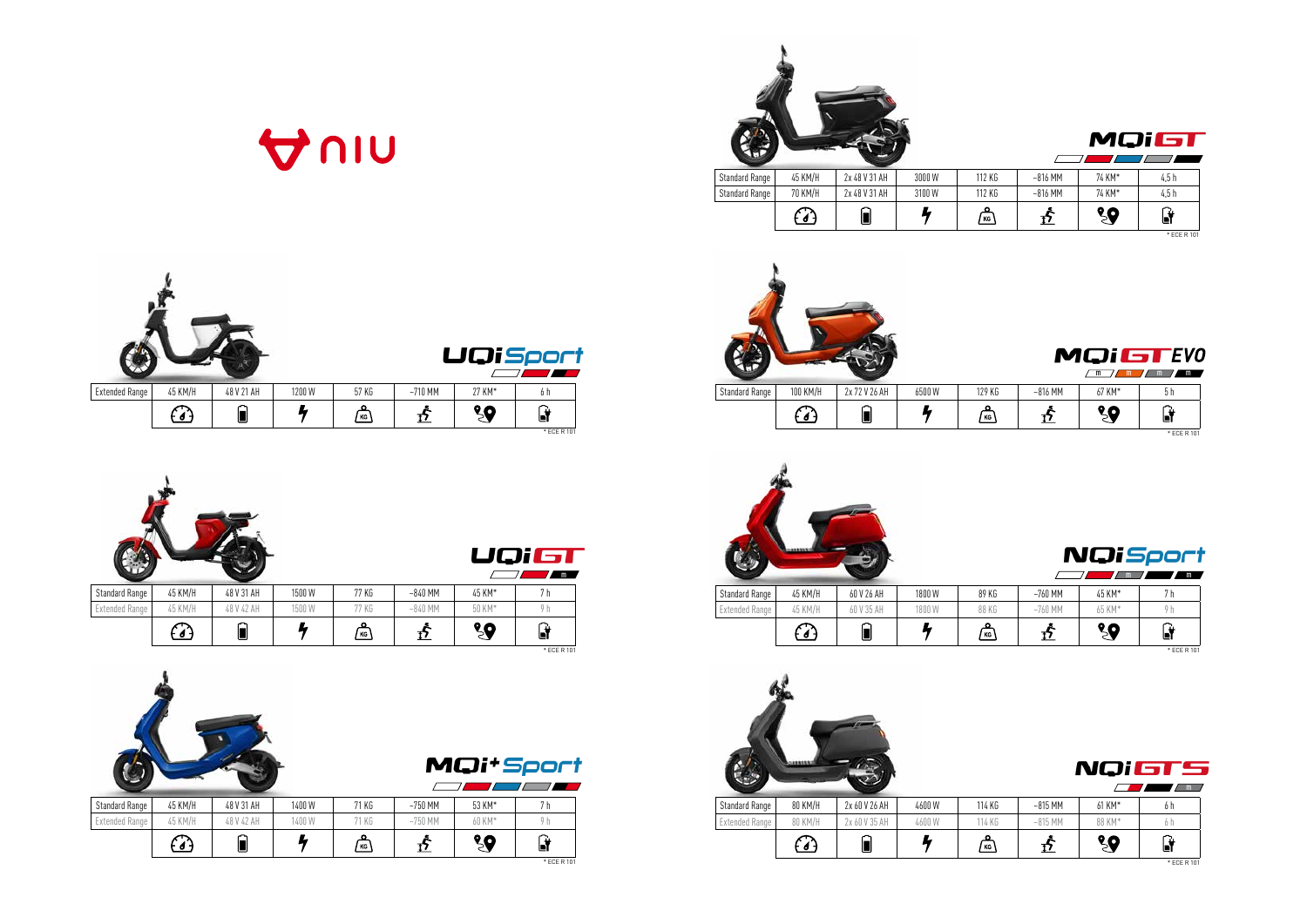NIU

## MQi GT

| | | | | | | | |
|---|---|---|---|---|---|---|---|
| Standard Range | 45 KM/H | 2x 48 V 31 AH | 3000 W | 112 KG | ~816 MM | 74 KM* | 4,5 h |
| Standard Range | 70 KM/H | 2x 48 V 31 AH | 3100 W | 112 KG | ~816 MM | 74 KM* | 4,5 h |

* ECE R 101

## UQi Sport

| | | | | | | | |
|---|---|---|---|---|---|---|---|
| Extended Range | 45 KM/H | 48 V 21 AH | 1200 W | 57 KG | ~710 MM | 27 KM* | 6 h |

* ECE R 101

## MQi GT EVO

| | | | | | | | |
|---|---|---|---|---|---|---|---|
| Standard Range | 100 KM/H | 2x 72 V 26 AH | 6500 W | 129 KG | ~816 MM | 67 KM* | 5 h |

* ECE R 101

## UQi GT

| | | | | | | | |
|---|---|---|---|---|---|---|---|
| Standard Range | 45 KM/H | 48 V 31 AH | 1500 W | 77 KG | ~840 MM | 45 KM* | 7 h |
| Extended Range | 45 KM/H | 48 V 42 AH | 1500 W | 77 KG | ~840 MM | 50 KM* | 9 h |

* ECE R 101

## NQi Sport

| | | | | | | | |
|---|---|---|---|---|---|---|---|
| Standard Range | 45 KM/H | 60 V 26 AH | 1800 W | 89 KG | ~760 MM | 45 KM* | 7 h |
| Extended Range | 45 KM/H | 60 V 35 AH | 1800 W | 88 KG | ~760 MM | 65 KM* | 9 h |

* ECE R 101

## MQi+ Sport

| | | | | | | | |
|---|---|---|---|---|---|---|---|
| Standard Range | 45 KM/H | 48 V 31 AH | 1400 W | 71 KG | ~750 MM | 53 KM* | 7 h |
| Extended Range | 45 KM/H | 48 V 42 AH | 1400 W | 71 KG | ~750 MM | 60 KM* | 9 h |

* ECE R 101

## NQi GTS

| | | | | | | | |
|---|---|---|---|---|---|---|---|
| Standard Range | 80 KM/H | 2x 60 V 26 AH | 4600 W | 114 KG | ~815 MM | 61 KM* | 6 h |
| Extended Range | 80 KM/H | 2x 60 V 35 AH | 4600 W | 114 KG | ~815 MM | 88 KM* | 6 h |

* ECE R 101